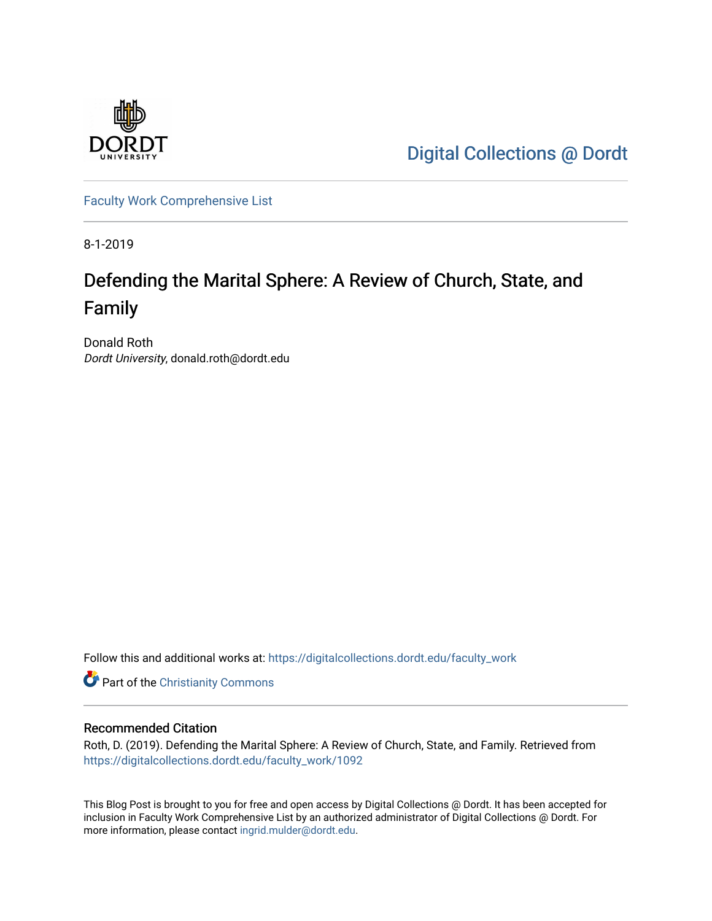Digital Collections @ Dordt

Faculty Work Comprehensive List

8-1-2019

# Defending the Marital Sphere: A Review of Church, State, and Family

Donald Roth
*Dordt University*, donald.roth@dordt.edu

Follow this and additional works at: https://digitalcollections.dordt.edu/faculty_work

Part of the Christianity Commons

## Recommended Citation

Roth, D. (2019). Defending the Marital Sphere: A Review of Church, State, and Family. Retrieved from https://digitalcollections.dordt.edu/faculty_work/1092

This Blog Post is brought to you for free and open access by Digital Collections @ Dordt. It has been accepted for inclusion in Faculty Work Comprehensive List by an authorized administrator of Digital Collections @ Dordt. For more information, please contact ingrid.mulder@dordt.edu.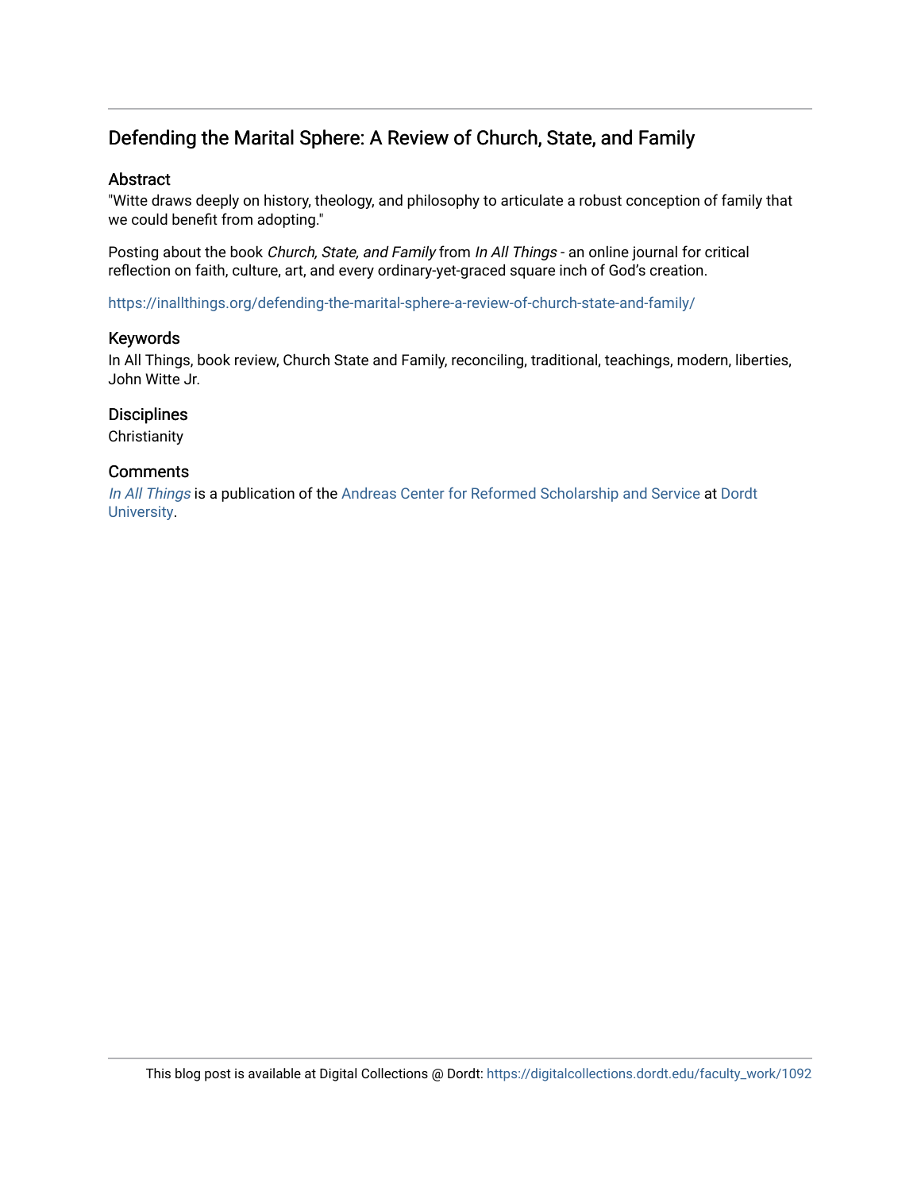# Defending the Marital Sphere: A Review of Church, State, and Family

## Abstract

"Witte draws deeply on history, theology, and philosophy to articulate a robust conception of family that we could benefit from adopting."

Posting about the book *Church, State, and Family* from *In All Things* - an online journal for critical reflection on faith, culture, art, and every ordinary-yet-graced square inch of God's creation.

https://inallthings.org/defending-the-marital-sphere-a-review-of-church-state-and-family/

## Keywords

In All Things, book review, Church State and Family, reconciling, traditional, teachings, modern, liberties, John Witte Jr.

## Disciplines

Christianity

## Comments

*In All Things* is a publication of the Andreas Center for Reformed Scholarship and Service at Dordt University.

This blog post is available at Digital Collections @ Dordt: https://digitalcollections.dordt.edu/faculty_work/1092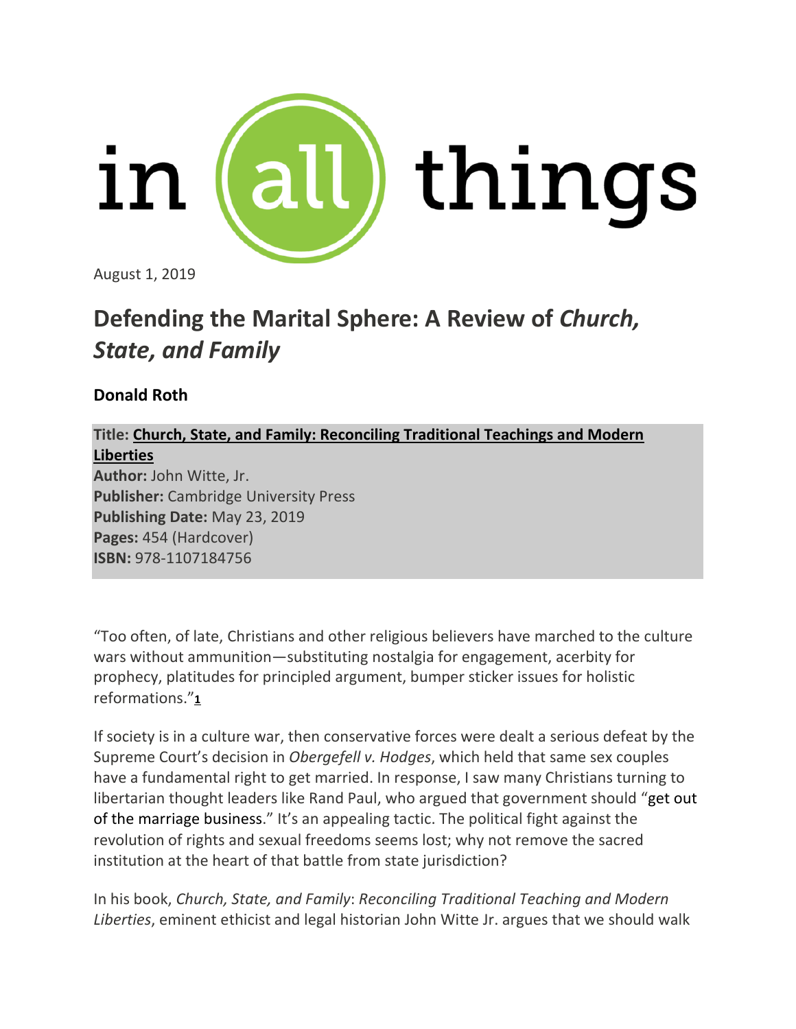in all things

August 1, 2019

# Defending the Marital Sphere: A Review of *Church, State, and Family*

**Donald Roth**

**Title: Church, State, and Family: Reconciling Traditional Teachings and Modern Liberties**
**Author:** John Witte, Jr.
**Publisher:** Cambridge University Press
**Publishing Date:** May 23, 2019
**Pages:** 454 (Hardcover)
**ISBN:** 978-1107184756

"Too often, of late, Christians and other religious believers have marched to the culture wars without ammunition—substituting nostalgia for engagement, acerbity for prophecy, platitudes for principled argument, bumper sticker issues for holistic reformations."[1]

If society is in a culture war, then conservative forces were dealt a serious defeat by the Supreme Court's decision in *Obergefell v. Hodges*, which held that same sex couples have a fundamental right to get married. In response, I saw many Christians turning to libertarian thought leaders like Rand Paul, who argued that government should "get out of the marriage business." It's an appealing tactic. The political fight against the revolution of rights and sexual freedoms seems lost; why not remove the sacred institution at the heart of that battle from state jurisdiction?

In his book, *Church, State, and Family*: *Reconciling Traditional Teaching and Modern Liberties*, eminent ethicist and legal historian John Witte Jr. argues that we should walk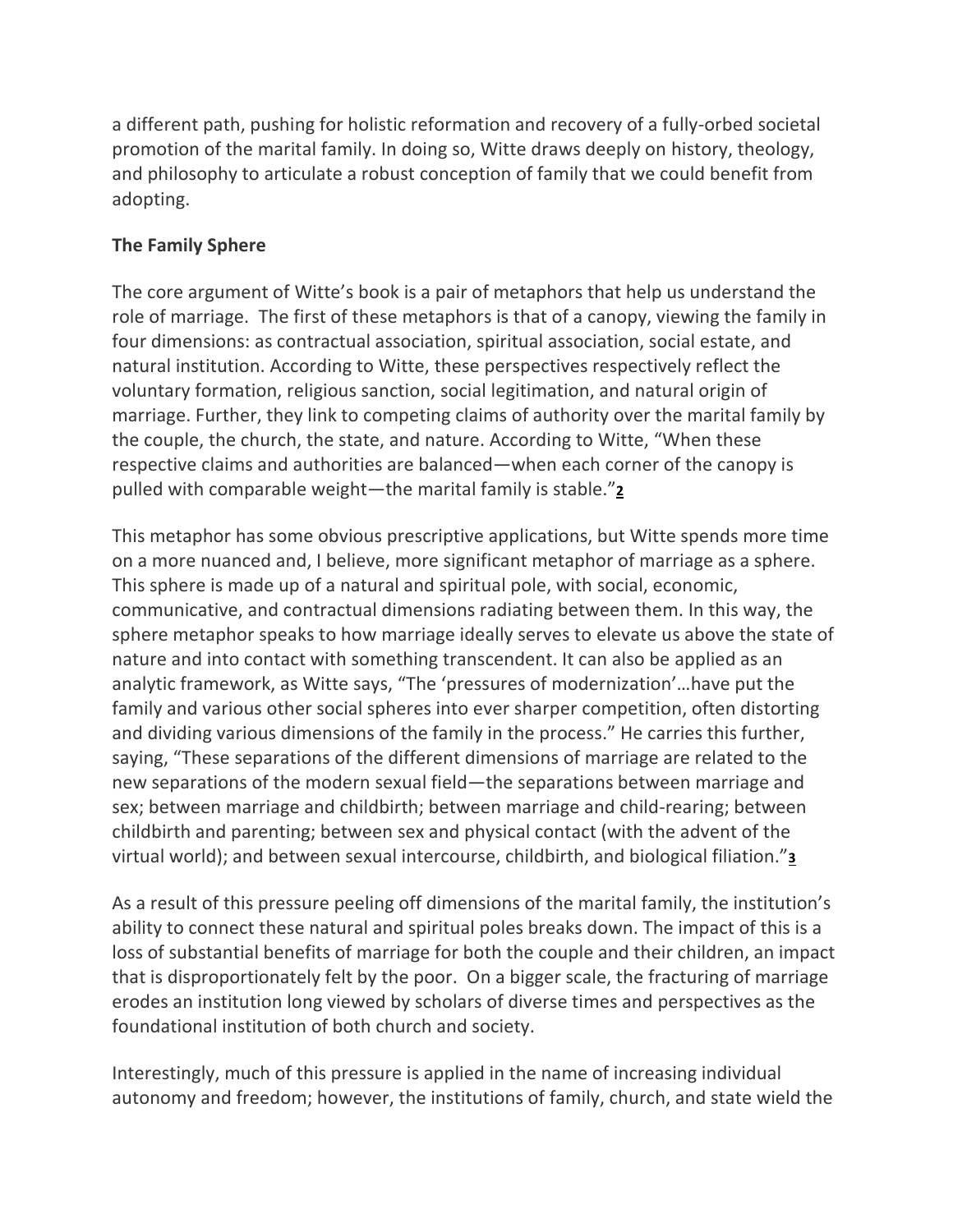a different path, pushing for holistic reformation and recovery of a fully-orbed societal promotion of the marital family. In doing so, Witte draws deeply on history, theology, and philosophy to articulate a robust conception of family that we could benefit from adopting.

**The Family Sphere**

The core argument of Witte's book is a pair of metaphors that help us understand the role of marriage. The first of these metaphors is that of a canopy, viewing the family in four dimensions: as contractual association, spiritual association, social estate, and natural institution. According to Witte, these perspectives respectively reflect the voluntary formation, religious sanction, social legitimation, and natural origin of marriage. Further, they link to competing claims of authority over the marital family by the couple, the church, the state, and nature. According to Witte, "When these respective claims and authorities are balanced—when each corner of the canopy is pulled with comparable weight—the marital family is stable."[2]

This metaphor has some obvious prescriptive applications, but Witte spends more time on a more nuanced and, I believe, more significant metaphor of marriage as a sphere. This sphere is made up of a natural and spiritual pole, with social, economic, communicative, and contractual dimensions radiating between them. In this way, the sphere metaphor speaks to how marriage ideally serves to elevate us above the state of nature and into contact with something transcendent. It can also be applied as an analytic framework, as Witte says, "The 'pressures of modernization'…have put the family and various other social spheres into ever sharper competition, often distorting and dividing various dimensions of the family in the process." He carries this further, saying, "These separations of the different dimensions of marriage are related to the new separations of the modern sexual field—the separations between marriage and sex; between marriage and childbirth; between marriage and child-rearing; between childbirth and parenting; between sex and physical contact (with the advent of the virtual world); and between sexual intercourse, childbirth, and biological filiation."[3]

As a result of this pressure peeling off dimensions of the marital family, the institution's ability to connect these natural and spiritual poles breaks down. The impact of this is a loss of substantial benefits of marriage for both the couple and their children, an impact that is disproportionately felt by the poor. On a bigger scale, the fracturing of marriage erodes an institution long viewed by scholars of diverse times and perspectives as the foundational institution of both church and society.

Interestingly, much of this pressure is applied in the name of increasing individual autonomy and freedom; however, the institutions of family, church, and state wield the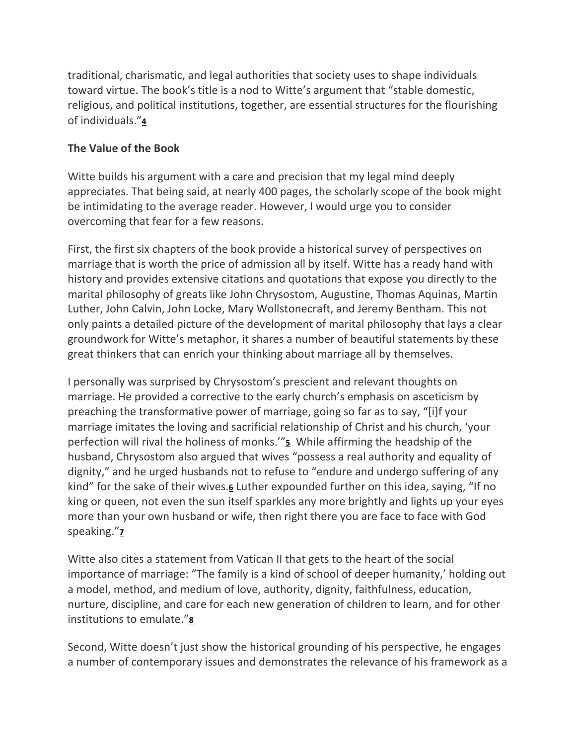traditional, charismatic, and legal authorities that society uses to shape individuals toward virtue. The book's title is a nod to Witte's argument that "stable domestic, religious, and political institutions, together, are essential structures for the flourishing of individuals."[4]

**The Value of the Book**

Witte builds his argument with a care and precision that my legal mind deeply appreciates. That being said, at nearly 400 pages, the scholarly scope of the book might be intimidating to the average reader. However, I would urge you to consider overcoming that fear for a few reasons.

First, the first six chapters of the book provide a historical survey of perspectives on marriage that is worth the price of admission all by itself. Witte has a ready hand with history and provides extensive citations and quotations that expose you directly to the marital philosophy of greats like John Chrysostom, Augustine, Thomas Aquinas, Martin Luther, John Calvin, John Locke, Mary Wollstonecraft, and Jeremy Bentham. This not only paints a detailed picture of the development of marital philosophy that lays a clear groundwork for Witte's metaphor, it shares a number of beautiful statements by these great thinkers that can enrich your thinking about marriage all by themselves.

I personally was surprised by Chrysostom's prescient and relevant thoughts on marriage. He provided a corrective to the early church's emphasis on asceticism by preaching the transformative power of marriage, going so far as to say, "[i]f your marriage imitates the loving and sacrificial relationship of Christ and his church, 'your perfection will rival the holiness of monks.'"[5] While affirming the headship of the husband, Chrysostom also argued that wives "possess a real authority and equality of dignity," and he urged husbands not to refuse to "endure and undergo suffering of any kind" for the sake of their wives.[6] Luther expounded further on this idea, saying, "If no king or queen, not even the sun itself sparkles any more brightly and lights up your eyes more than your own husband or wife, then right there you are face to face with God speaking."[7]

Witte also cites a statement from Vatican II that gets to the heart of the social importance of marriage: "The family is a kind of school of deeper humanity,' holding out a model, method, and medium of love, authority, dignity, faithfulness, education, nurture, discipline, and care for each new generation of children to learn, and for other institutions to emulate."[8]

Second, Witte doesn't just show the historical grounding of his perspective, he engages a number of contemporary issues and demonstrates the relevance of his framework as a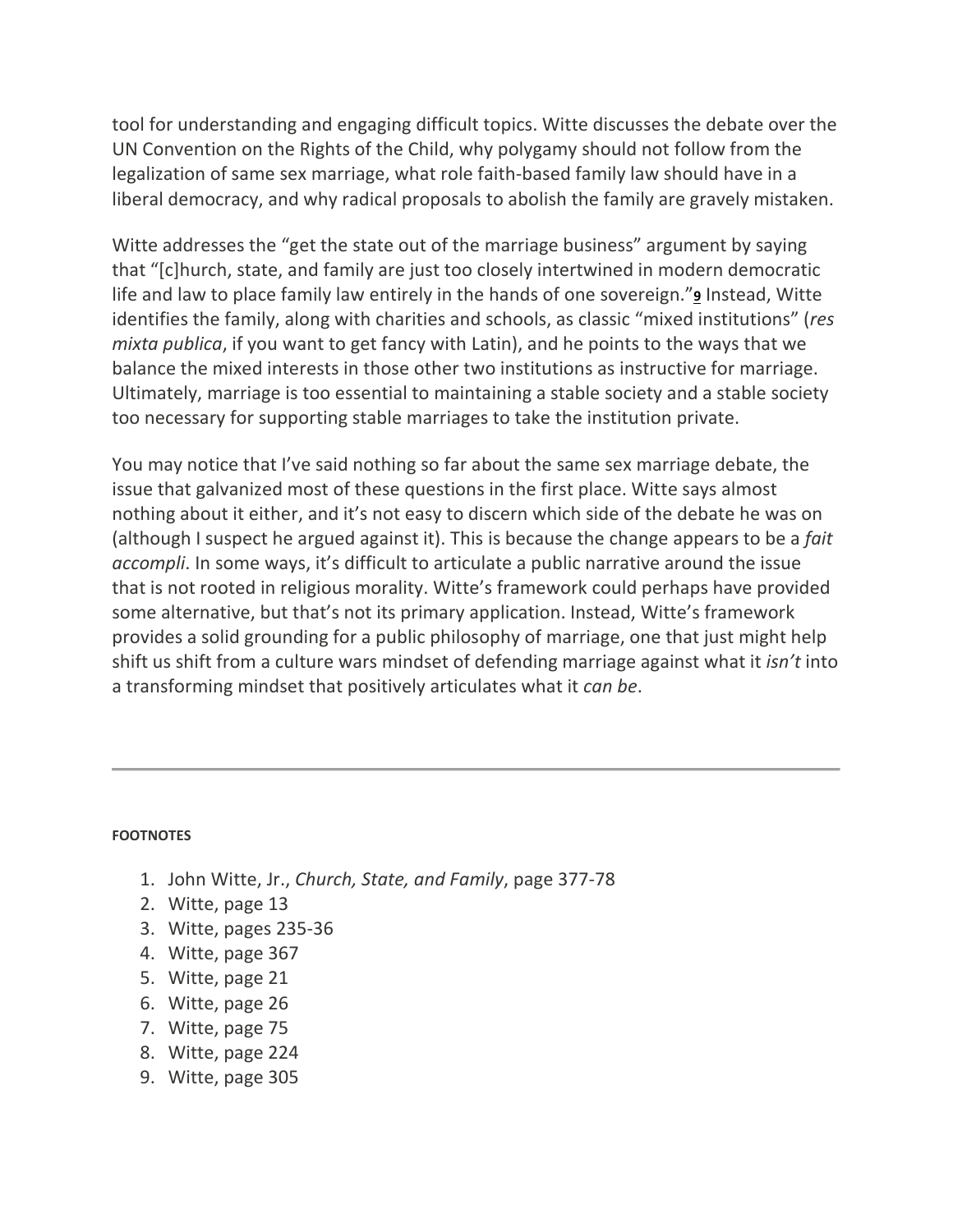tool for understanding and engaging difficult topics. Witte discusses the debate over the UN Convention on the Rights of the Child, why polygamy should not follow from the legalization of same sex marriage, what role faith-based family law should have in a liberal democracy, and why radical proposals to abolish the family are gravely mistaken.

Witte addresses the "get the state out of the marriage business" argument by saying that "[c]hurch, state, and family are just too closely intertwined in modern democratic life and law to place family law entirely in the hands of one sovereign."[9] Instead, Witte identifies the family, along with charities and schools, as classic "mixed institutions" (*res mixta publica*, if you want to get fancy with Latin), and he points to the ways that we balance the mixed interests in those other two institutions as instructive for marriage. Ultimately, marriage is too essential to maintaining a stable society and a stable society too necessary for supporting stable marriages to take the institution private.

You may notice that I've said nothing so far about the same sex marriage debate, the issue that galvanized most of these questions in the first place. Witte says almost nothing about it either, and it's not easy to discern which side of the debate he was on (although I suspect he argued against it). This is because the change appears to be a *fait accompli*. In some ways, it's difficult to articulate a public narrative around the issue that is not rooted in religious morality. Witte's framework could perhaps have provided some alternative, but that's not its primary application. Instead, Witte's framework provides a solid grounding for a public philosophy of marriage, one that just might help shift us shift from a culture wars mindset of defending marriage against what it *isn't* into a transforming mindset that positively articulates what it *can be*.

---

**FOOTNOTES**

1. John Witte, Jr., *Church, State, and Family*, page 377-78
2. Witte, page 13
3. Witte, pages 235-36
4. Witte, page 367
5. Witte, page 21
6. Witte, page 26
7. Witte, page 75
8. Witte, page 224
9. Witte, page 305